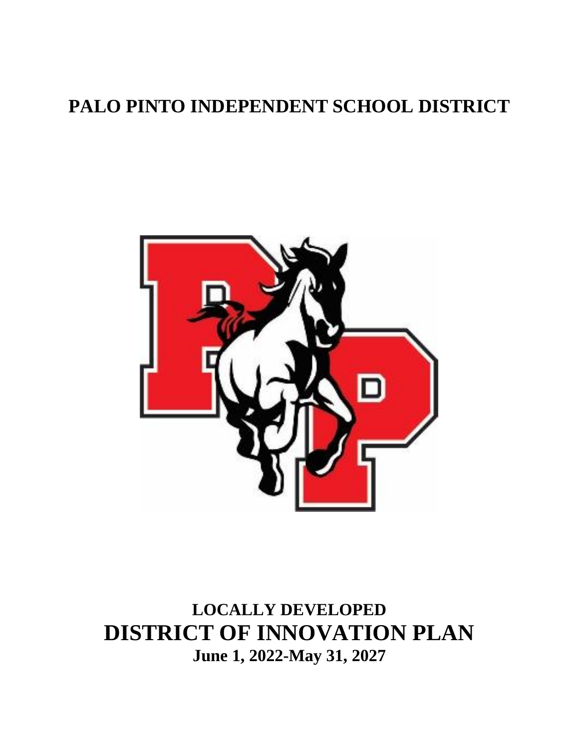# PALO PINTO INDEPENDENT SCHOOL DISTRICT

**LOCALLY DEVELOPED**

# DISTRICT OF INNOVATION PLAN

**June 1, 2022-May 31, 2027**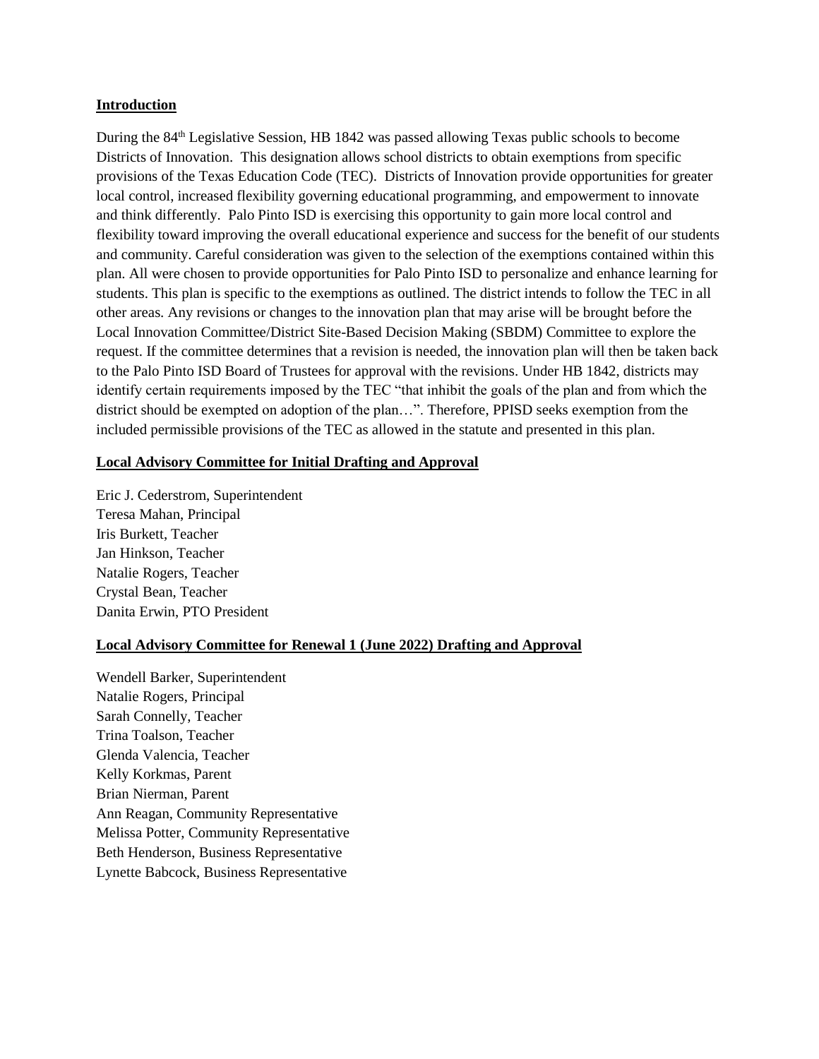## Introduction

During the 84th Legislative Session, HB 1842 was passed allowing Texas public schools to become Districts of Innovation. This designation allows school districts to obtain exemptions from specific provisions of the Texas Education Code (TEC). Districts of Innovation provide opportunities for greater local control, increased flexibility governing educational programming, and empowerment to innovate and think differently. Palo Pinto ISD is exercising this opportunity to gain more local control and flexibility toward improving the overall educational experience and success for the benefit of our students and community. Careful consideration was given to the selection of the exemptions contained within this plan. All were chosen to provide opportunities for Palo Pinto ISD to personalize and enhance learning for students. This plan is specific to the exemptions as outlined. The district intends to follow the TEC in all other areas. Any revisions or changes to the innovation plan that may arise will be brought before the Local Innovation Committee/District Site-Based Decision Making (SBDM) Committee to explore the request. If the committee determines that a revision is needed, the innovation plan will then be taken back to the Palo Pinto ISD Board of Trustees for approval with the revisions. Under HB 1842, districts may identify certain requirements imposed by the TEC "that inhibit the goals of the plan and from which the district should be exempted on adoption of the plan…". Therefore, PPISD seeks exemption from the included permissible provisions of the TEC as allowed in the statute and presented in this plan.

## Local Advisory Committee for Initial Drafting and Approval

Eric J. Cederstrom, Superintendent
Teresa Mahan, Principal
Iris Burkett, Teacher
Jan Hinkson, Teacher
Natalie Rogers, Teacher
Crystal Bean, Teacher
Danita Erwin, PTO President

## Local Advisory Committee for Renewal 1 (June 2022) Drafting and Approval

Wendell Barker, Superintendent
Natalie Rogers, Principal
Sarah Connelly, Teacher
Trina Toalson, Teacher
Glenda Valencia, Teacher
Kelly Korkmas, Parent
Brian Nierman, Parent
Ann Reagan, Community Representative
Melissa Potter, Community Representative
Beth Henderson, Business Representative
Lynette Babcock, Business Representative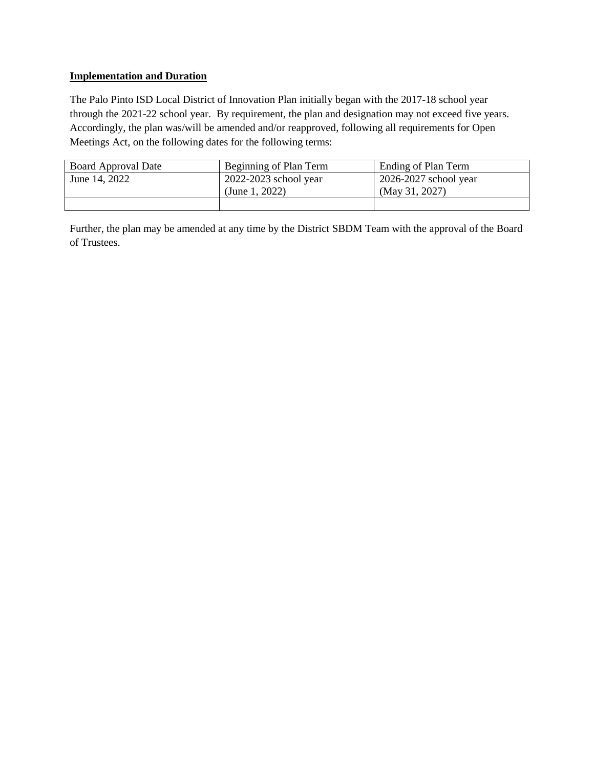**Implementation and Duration**

The Palo Pinto ISD Local District of Innovation Plan initially began with the 2017-18 school year through the 2021-22 school year. By requirement, the plan and designation may not exceed five years. Accordingly, the plan was/will be amended and/or reapproved, following all requirements for Open Meetings Act, on the following dates for the following terms:

| Board Approval Date | Beginning of Plan Term | Ending of Plan Term |
|---|---|---|
| June 14, 2022 | 2022-2023 school year (June 1, 2022) | 2026-2027 school year (May 31, 2027) |
| | | |

Further, the plan may be amended at any time by the District SBDM Team with the approval of the Board of Trustees.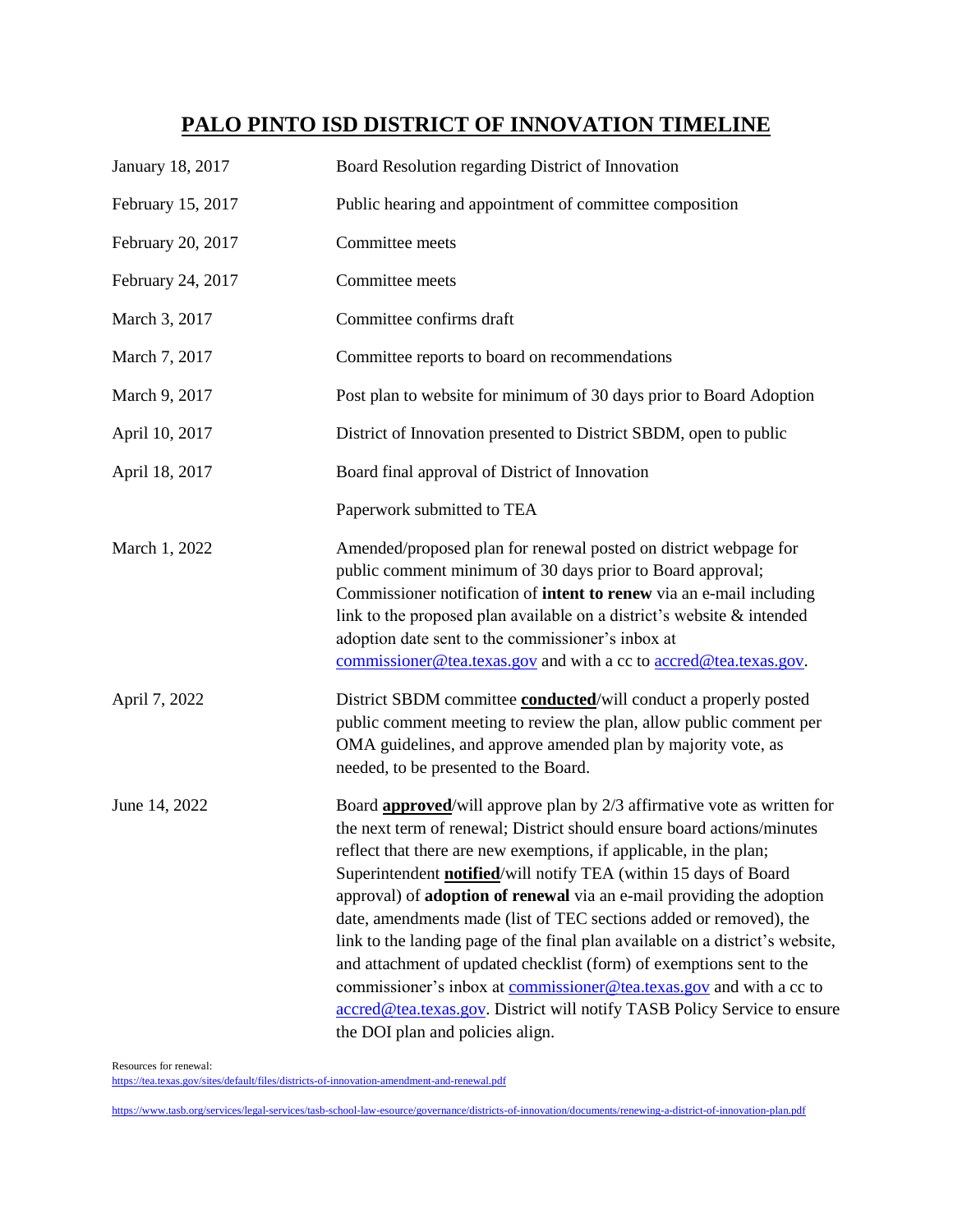# <u>PALO PINTO ISD DISTRICT OF INNOVATION TIMELINE</u>

| | |
|---|---|
| January 18, 2017 | Board Resolution regarding District of Innovation |
| February 15, 2017 | Public hearing and appointment of committee composition |
| February 20, 2017 | Committee meets |
| February 24, 2017 | Committee meets |
| March 3, 2017 | Committee confirms draft |
| March 7, 2017 | Committee reports to board on recommendations |
| March 9, 2017 | Post plan to website for minimum of 30 days prior to Board Adoption |
| April 10, 2017 | District of Innovation presented to District SBDM, open to public |
| April 18, 2017 | Board final approval of District of Innovation |
| | Paperwork submitted to TEA |
| March 1, 2022 | Amended/proposed plan for renewal posted on district webpage for public comment minimum of 30 days prior to Board approval; Commissioner notification of **intent to renew** via an e-mail including link to the proposed plan available on a district's website & intended adoption date sent to the commissioner's inbox at commissioner@tea.texas.gov and with a cc to accred@tea.texas.gov. |
| April 7, 2022 | District SBDM committee <u>**conducted**</u>/will conduct a properly posted public comment meeting to review the plan, allow public comment per OMA guidelines, and approve amended plan by majority vote, as needed, to be presented to the Board. |
| June 14, 2022 | Board <u>**approved**</u>/will approve plan by 2/3 affirmative vote as written for the next term of renewal; District should ensure board actions/minutes reflect that there are new exemptions, if applicable, in the plan; Superintendent <u>**notified**</u>/will notify TEA (within 15 days of Board approval) of **adoption of renewal** via an e-mail providing the adoption date, amendments made (list of TEC sections added or removed), the link to the landing page of the final plan available on a district's website, and attachment of updated checklist (form) of exemptions sent to the commissioner's inbox at commissioner@tea.texas.gov and with a cc to accred@tea.texas.gov. District will notify TASB Policy Service to ensure the DOI plan and policies align. |

Resources for renewal:
https://tea.texas.gov/sites/default/files/districts-of-innovation-amendment-and-renewal.pdf

https://www.tasb.org/services/legal-services/tasb-school-law-esource/governance/districts-of-innovation/documents/renewing-a-district-of-innovation-plan.pdf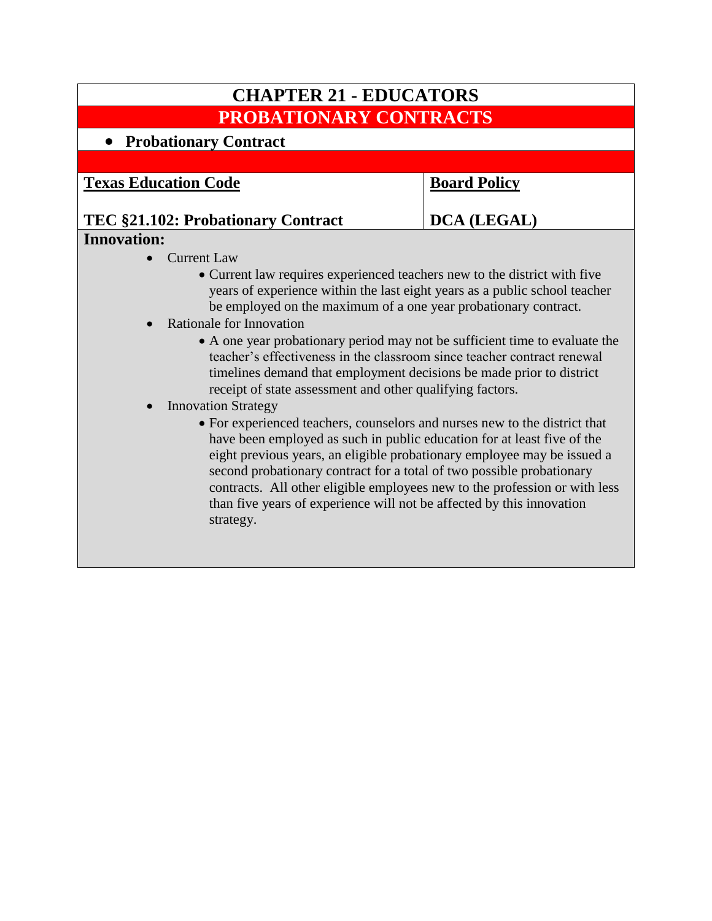# CHAPTER 21 - EDUCATORS

## PROBATIONARY CONTRACTS

- **Probationary Contract**

| **Texas Education Code** | **Board Policy** |
| --- | --- |
| **TEC §21.102: Probationary Contract** | **DCA (LEGAL)** |

**Innovation:**

- Current Law
  - Current law requires experienced teachers new to the district with five years of experience within the last eight years as a public school teacher be employed on the maximum of a one year probationary contract.
- Rationale for Innovation
  - A one year probationary period may not be sufficient time to evaluate the teacher's effectiveness in the classroom since teacher contract renewal timelines demand that employment decisions be made prior to district receipt of state assessment and other qualifying factors.
- Innovation Strategy
  - For experienced teachers, counselors and nurses new to the district that have been employed as such in public education for at least five of the eight previous years, an eligible probationary employee may be issued a second probationary contract for a total of two possible probationary contracts. All other eligible employees new to the profession or with less than five years of experience will not be affected by this innovation strategy.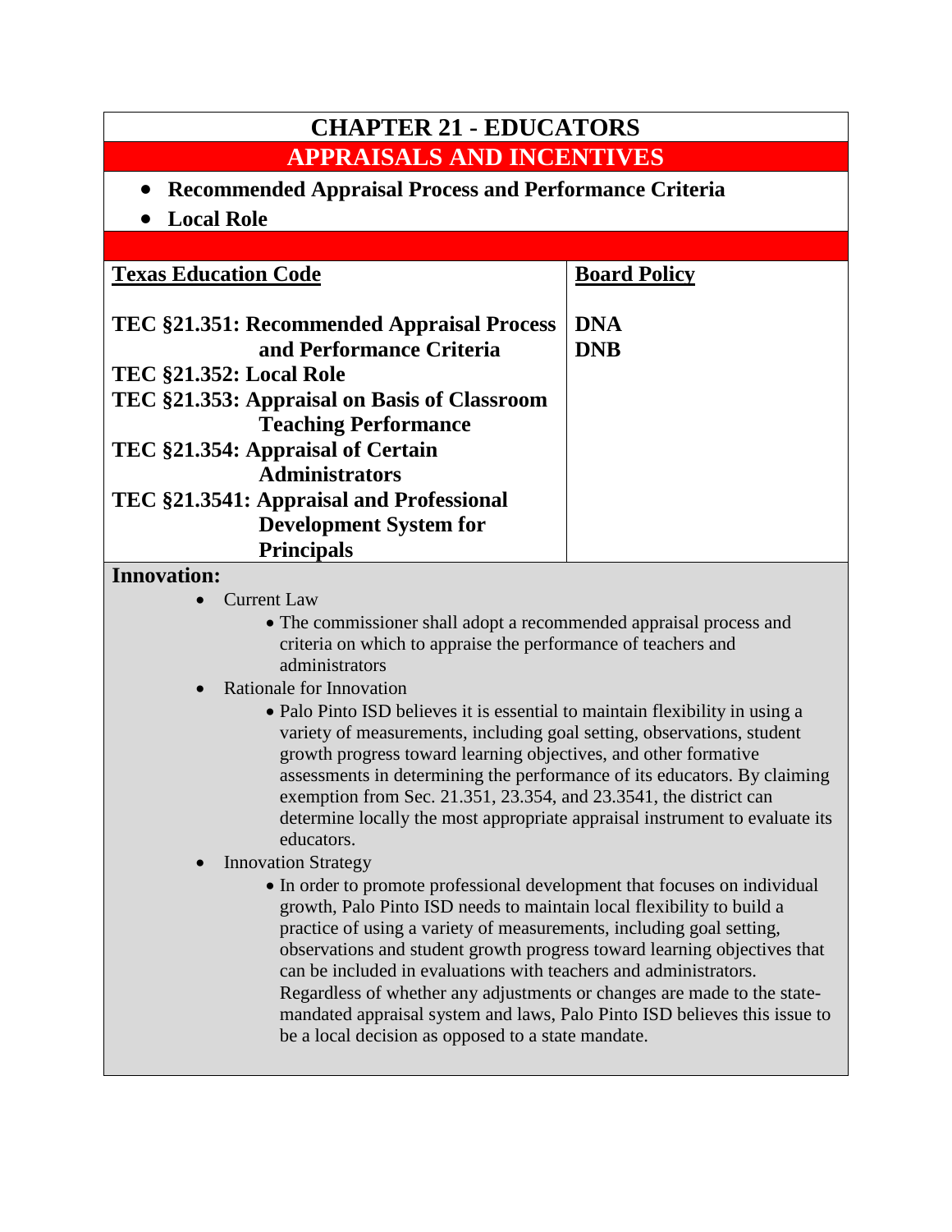# CHAPTER 21 - EDUCATORS

## APPRAISALS AND INCENTIVES

- **Recommended Appraisal Process and Performance Criteria**
- **Local Role**

| Texas Education Code | Board Policy |
| --- | --- |
| **TEC §21.351: Recommended Appraisal Process and Performance Criteria** | **DNA** |
| | **DNB** |
| **TEC §21.352: Local Role** | |
| **TEC §21.353: Appraisal on Basis of Classroom Teaching Performance** | |
| **TEC §21.354: Appraisal of Certain Administrators** | |
| **TEC §21.3541: Appraisal and Professional Development System for Principals** | |

**Innovation:**

- Current Law
  - The commissioner shall adopt a recommended appraisal process and criteria on which to appraise the performance of teachers and administrators
- Rationale for Innovation
  - Palo Pinto ISD believes it is essential to maintain flexibility in using a variety of measurements, including goal setting, observations, student growth progress toward learning objectives, and other formative assessments in determining the performance of its educators. By claiming exemption from Sec. 21.351, 23.354, and 23.3541, the district can determine locally the most appropriate appraisal instrument to evaluate its educators.
- Innovation Strategy
  - In order to promote professional development that focuses on individual growth, Palo Pinto ISD needs to maintain local flexibility to build a practice of using a variety of measurements, including goal setting, observations and student growth progress toward learning objectives that can be included in evaluations with teachers and administrators. Regardless of whether any adjustments or changes are made to the state-mandated appraisal system and laws, Palo Pinto ISD believes this issue to be a local decision as opposed to a state mandate.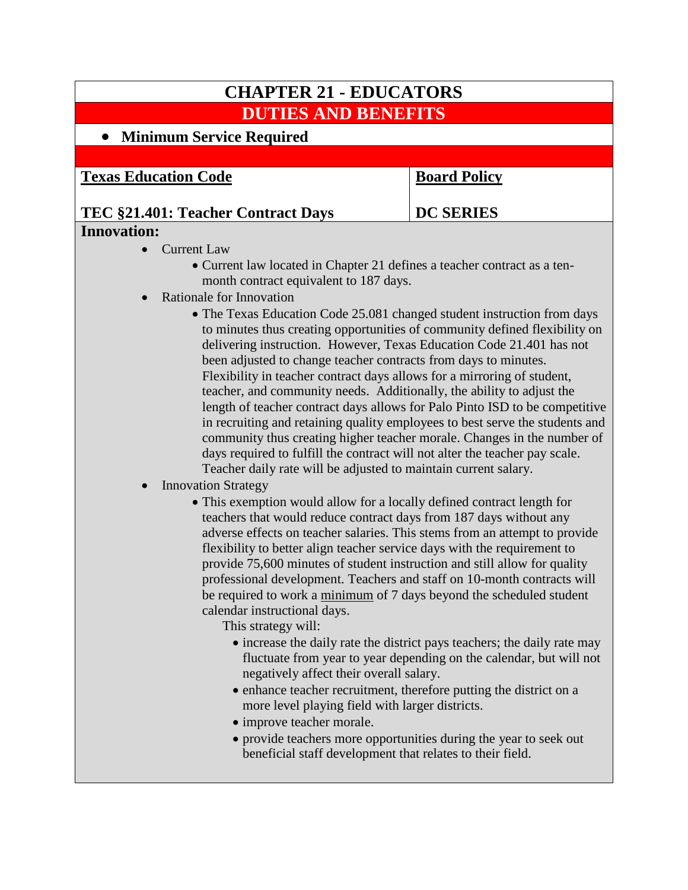# CHAPTER 21 - EDUCATORS

## DUTIES AND BENEFITS

- **Minimum Service Required**

| **Texas Education Code** | **Board Policy** |
|---|---|
| **TEC §21.401: Teacher Contract Days** | **DC SERIES** |

**Innovation:**

- Current Law
  - Current law located in Chapter 21 defines a teacher contract as a ten-month contract equivalent to 187 days.
- Rationale for Innovation
  - The Texas Education Code 25.081 changed student instruction from days to minutes thus creating opportunities of community defined flexibility on delivering instruction. However, Texas Education Code 21.401 has not been adjusted to change teacher contracts from days to minutes. Flexibility in teacher contract days allows for a mirroring of student, teacher, and community needs. Additionally, the ability to adjust the length of teacher contract days allows for Palo Pinto ISD to be competitive in recruiting and retaining quality employees to best serve the students and community thus creating higher teacher morale. Changes in the number of days required to fulfill the contract will not alter the teacher pay scale. Teacher daily rate will be adjusted to maintain current salary.
- Innovation Strategy
  - This exemption would allow for a locally defined contract length for teachers that would reduce contract days from 187 days without any adverse effects on teacher salaries. This stems from an attempt to provide flexibility to better align teacher service days with the requirement to provide 75,600 minutes of student instruction and still allow for quality professional development. Teachers and staff on 10-month contracts will be required to work a minimum of 7 days beyond the scheduled student calendar instructional days.

    This strategy will:
    - increase the daily rate the district pays teachers; the daily rate may fluctuate from year to year depending on the calendar, but will not negatively affect their overall salary.
    - enhance teacher recruitment, therefore putting the district on a more level playing field with larger districts.
    - improve teacher morale.
    - provide teachers more opportunities during the year to seek out beneficial staff development that relates to their field.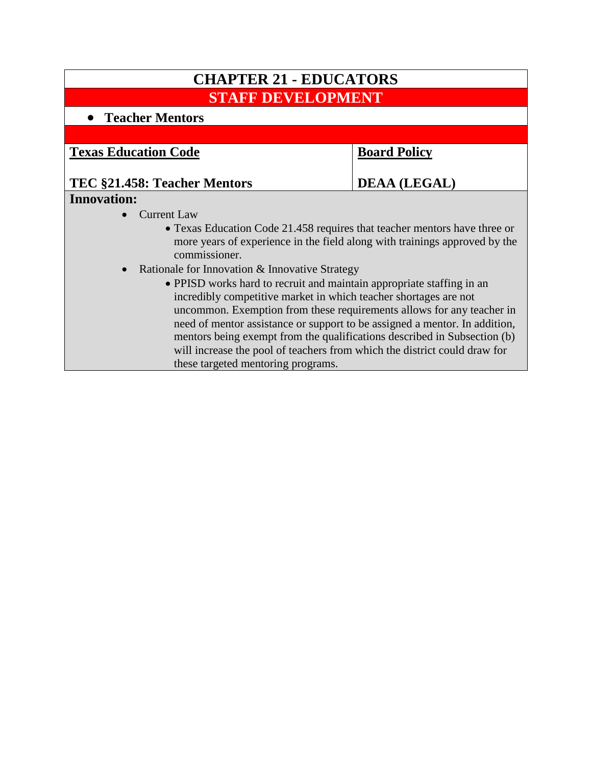# CHAPTER 21 - EDUCATORS

## STAFF DEVELOPMENT

- **Teacher Mentors**

| **Texas Education Code** | **Board Policy** |
| --- | --- |
| **TEC §21.458: Teacher Mentors** | **DEAA (LEGAL)** |

**Innovation:**

- Current Law
  - Texas Education Code 21.458 requires that teacher mentors have three or more years of experience in the field along with trainings approved by the commissioner.
- Rationale for Innovation & Innovative Strategy
  - PPISD works hard to recruit and maintain appropriate staffing in an incredibly competitive market in which teacher shortages are not uncommon. Exemption from these requirements allows for any teacher in need of mentor assistance or support to be assigned a mentor. In addition, mentors being exempt from the qualifications described in Subsection (b) will increase the pool of teachers from which the district could draw for these targeted mentoring programs.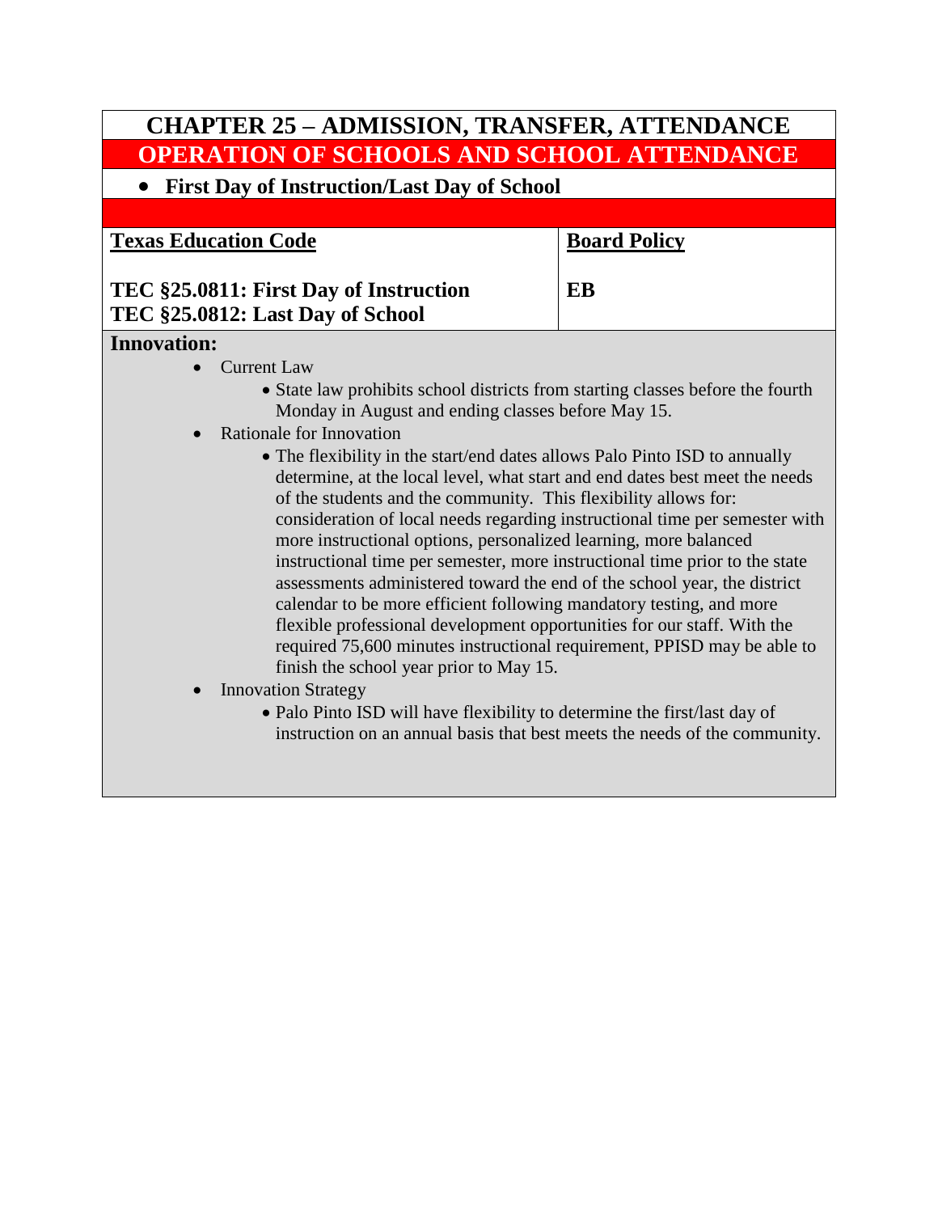# CHAPTER 25 – ADMISSION, TRANSFER, ATTENDANCE

## OPERATION OF SCHOOLS AND SCHOOL ATTENDANCE

- **First Day of Instruction/Last Day of School**

| **Texas Education Code** | **Board Policy** |
|---|---|
| **TEC §25.0811: First Day of Instruction**<br>**TEC §25.0812: Last Day of School** | **EB** |

**Innovation:**

- Current Law
  - State law prohibits school districts from starting classes before the fourth Monday in August and ending classes before May 15.
- Rationale for Innovation
  - The flexibility in the start/end dates allows Palo Pinto ISD to annually determine, at the local level, what start and end dates best meet the needs of the students and the community. This flexibility allows for: consideration of local needs regarding instructional time per semester with more instructional options, personalized learning, more balanced instructional time per semester, more instructional time prior to the state assessments administered toward the end of the school year, the district calendar to be more efficient following mandatory testing, and more flexible professional development opportunities for our staff. With the required 75,600 minutes instructional requirement, PPISD may be able to finish the school year prior to May 15.
- Innovation Strategy
  - Palo Pinto ISD will have flexibility to determine the first/last day of instruction on an annual basis that best meets the needs of the community.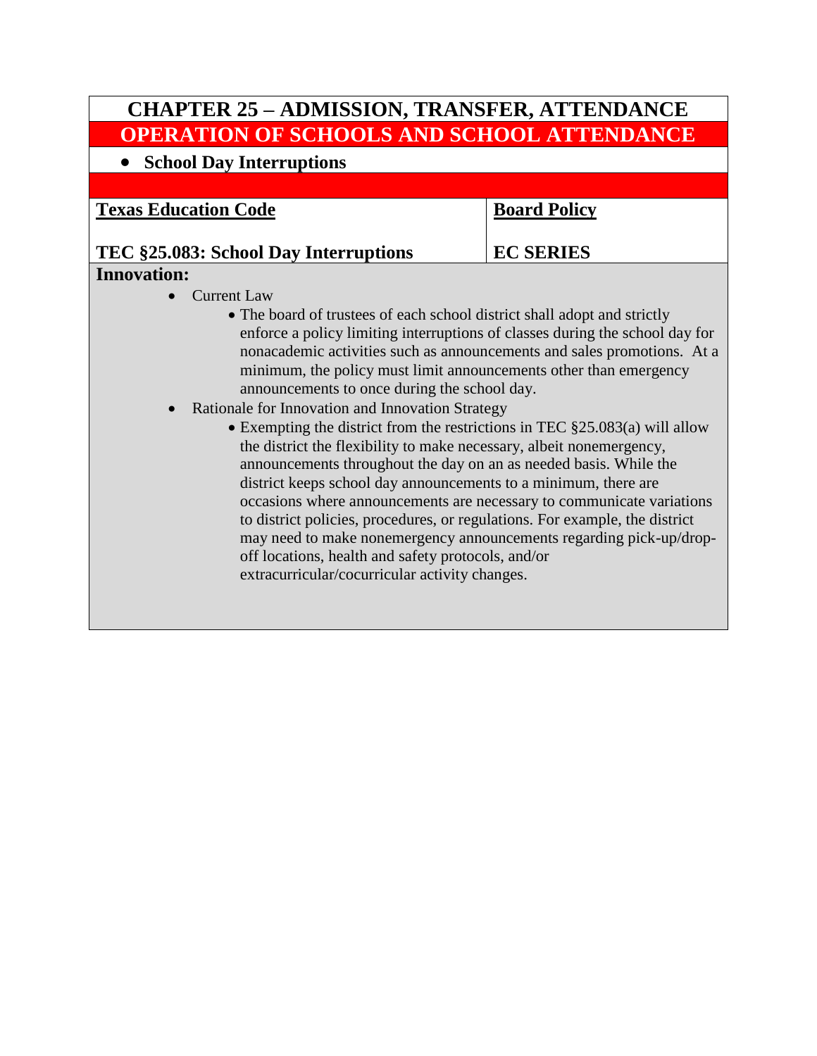# CHAPTER 25 – ADMISSION, TRANSFER, ATTENDANCE

## OPERATION OF SCHOOLS AND SCHOOL ATTENDANCE

- **School Day Interruptions**

| **Texas Education Code** | **Board Policy** |
|---|---|
| **TEC §25.083: School Day Interruptions** | **EC SERIES** |

**Innovation:**

- Current Law
  - The board of trustees of each school district shall adopt and strictly enforce a policy limiting interruptions of classes during the school day for nonacademic activities such as announcements and sales promotions. At a minimum, the policy must limit announcements other than emergency announcements to once during the school day.
- Rationale for Innovation and Innovation Strategy
  - Exempting the district from the restrictions in TEC §25.083(a) will allow the district the flexibility to make necessary, albeit nonemergency, announcements throughout the day on an as needed basis. While the district keeps school day announcements to a minimum, there are occasions where announcements are necessary to communicate variations to district policies, procedures, or regulations. For example, the district may need to make nonemergency announcements regarding pick-up/drop-off locations, health and safety protocols, and/or extracurricular/cocurricular activity changes.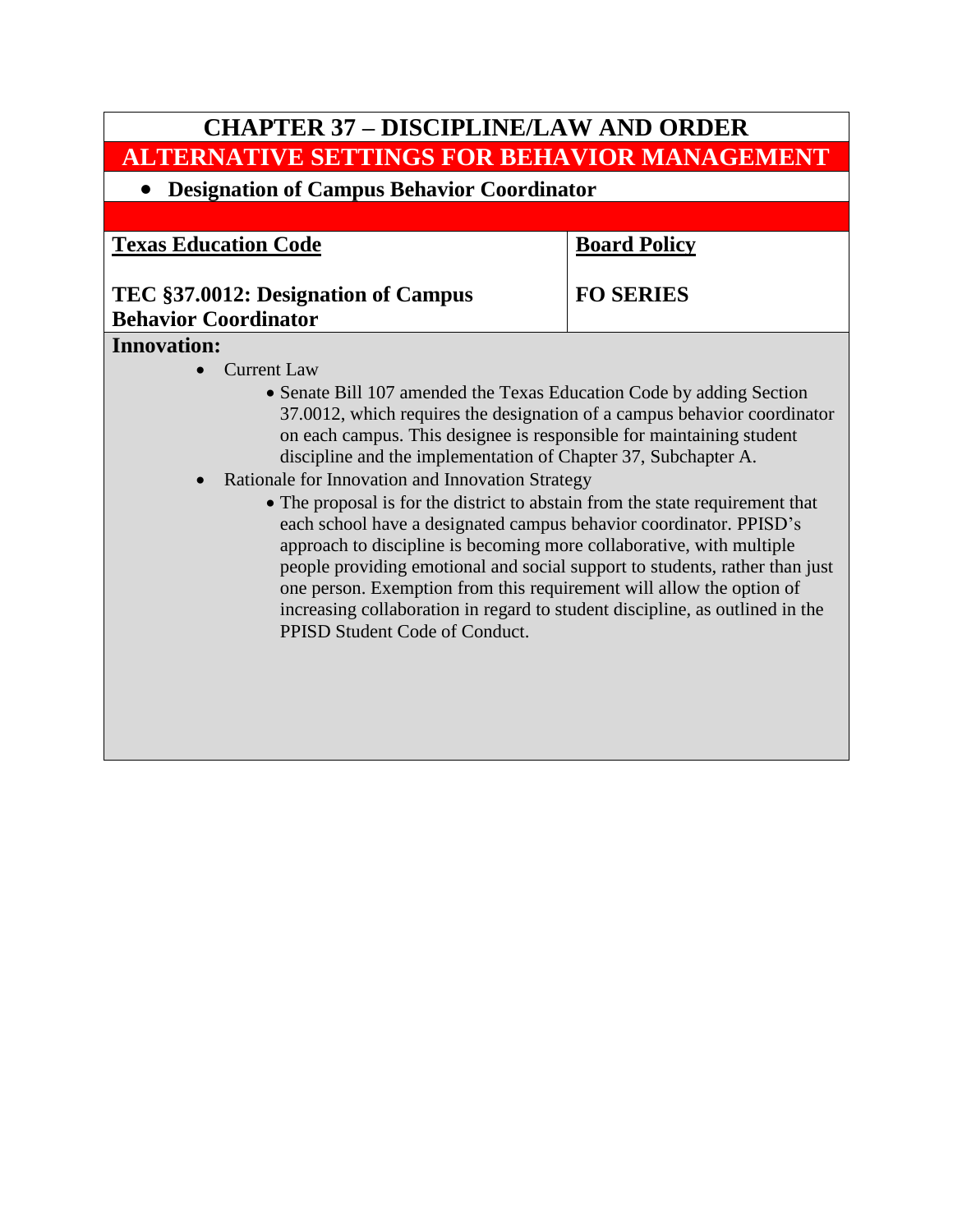# CHAPTER 37 – DISCIPLINE/LAW AND ORDER

## ALTERNATIVE SETTINGS FOR BEHAVIOR MANAGEMENT

- **Designation of Campus Behavior Coordinator**

| Texas Education Code | Board Policy |
| --- | --- |
| **TEC §37.0012: Designation of Campus Behavior Coordinator** | **FO SERIES** |

**Innovation:**

- Current Law
  - Senate Bill 107 amended the Texas Education Code by adding Section 37.0012, which requires the designation of a campus behavior coordinator on each campus. This designee is responsible for maintaining student discipline and the implementation of Chapter 37, Subchapter A.
- Rationale for Innovation and Innovation Strategy
  - The proposal is for the district to abstain from the state requirement that each school have a designated campus behavior coordinator. PPISD's approach to discipline is becoming more collaborative, with multiple people providing emotional and social support to students, rather than just one person. Exemption from this requirement will allow the option of increasing collaboration in regard to student discipline, as outlined in the PPISD Student Code of Conduct.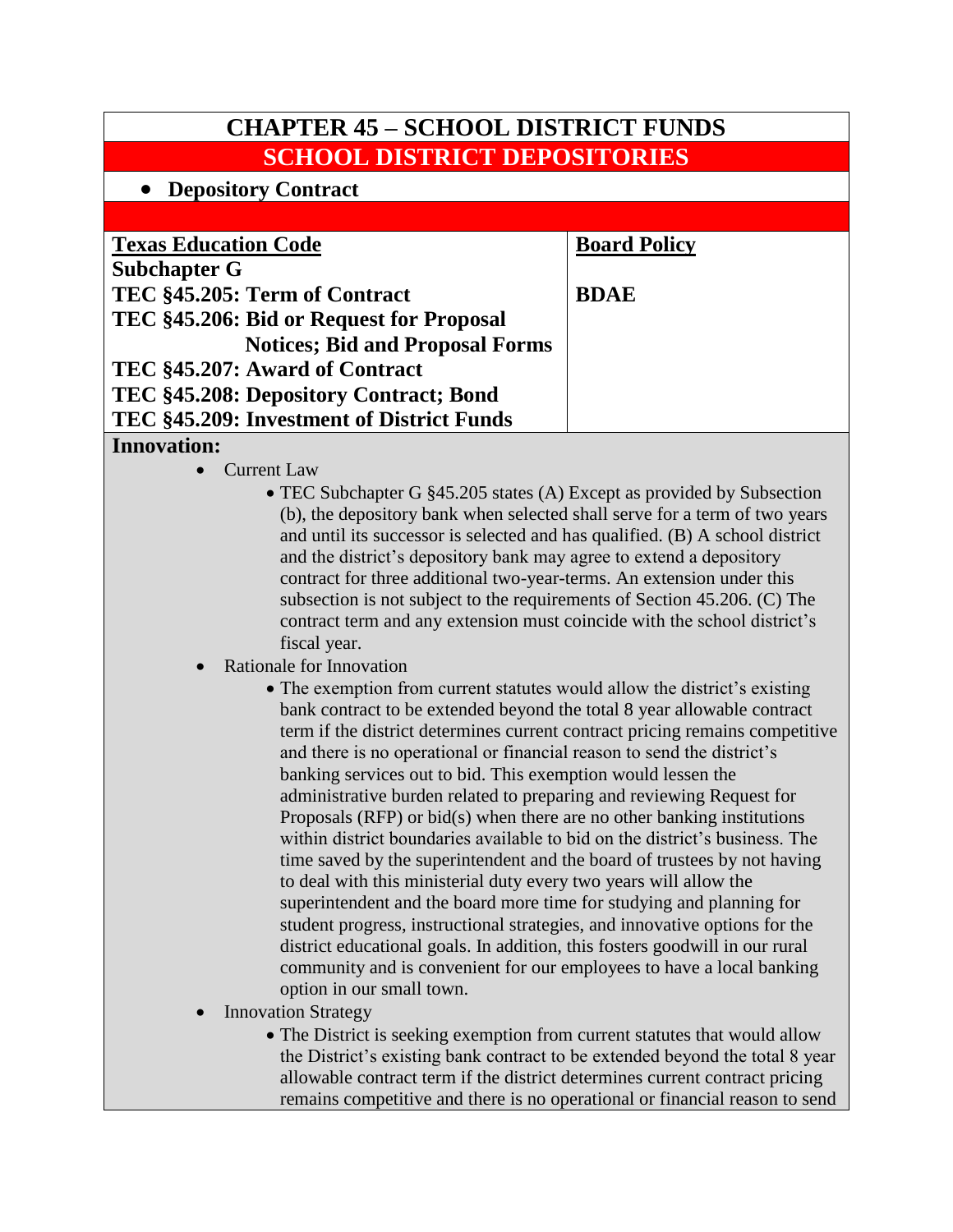# CHAPTER 45 – SCHOOL DISTRICT FUNDS

## SCHOOL DISTRICT DEPOSITORIES

- **Depository Contract**

| **Texas Education Code** | **Board Policy** |
|---|---|
| **Subchapter G**<br>**TEC §45.205: Term of Contract**<br>**TEC §45.206: Bid or Request for Proposal Notices; Bid and Proposal Forms**<br>**TEC §45.207: Award of Contract**<br>**TEC §45.208: Depository Contract; Bond**<br>**TEC §45.209: Investment of District Funds** | **BDAE** |

**Innovation:**

- Current Law
  - TEC Subchapter G §45.205 states (A) Except as provided by Subsection (b), the depository bank when selected shall serve for a term of two years and until its successor is selected and has qualified. (B) A school district and the district's depository bank may agree to extend a depository contract for three additional two-year-terms. An extension under this subsection is not subject to the requirements of Section 45.206. (C) The contract term and any extension must coincide with the school district's fiscal year.
- Rationale for Innovation
  - The exemption from current statutes would allow the district's existing bank contract to be extended beyond the total 8 year allowable contract term if the district determines current contract pricing remains competitive and there is no operational or financial reason to send the district's banking services out to bid. This exemption would lessen the administrative burden related to preparing and reviewing Request for Proposals (RFP) or bid(s) when there are no other banking institutions within district boundaries available to bid on the district's business. The time saved by the superintendent and the board of trustees by not having to deal with this ministerial duty every two years will allow the superintendent and the board more time for studying and planning for student progress, instructional strategies, and innovative options for the district educational goals. In addition, this fosters goodwill in our rural community and is convenient for our employees to have a local banking option in our small town.
- Innovation Strategy
  - The District is seeking exemption from current statutes that would allow the District's existing bank contract to be extended beyond the total 8 year allowable contract term if the district determines current contract pricing remains competitive and there is no operational or financial reason to send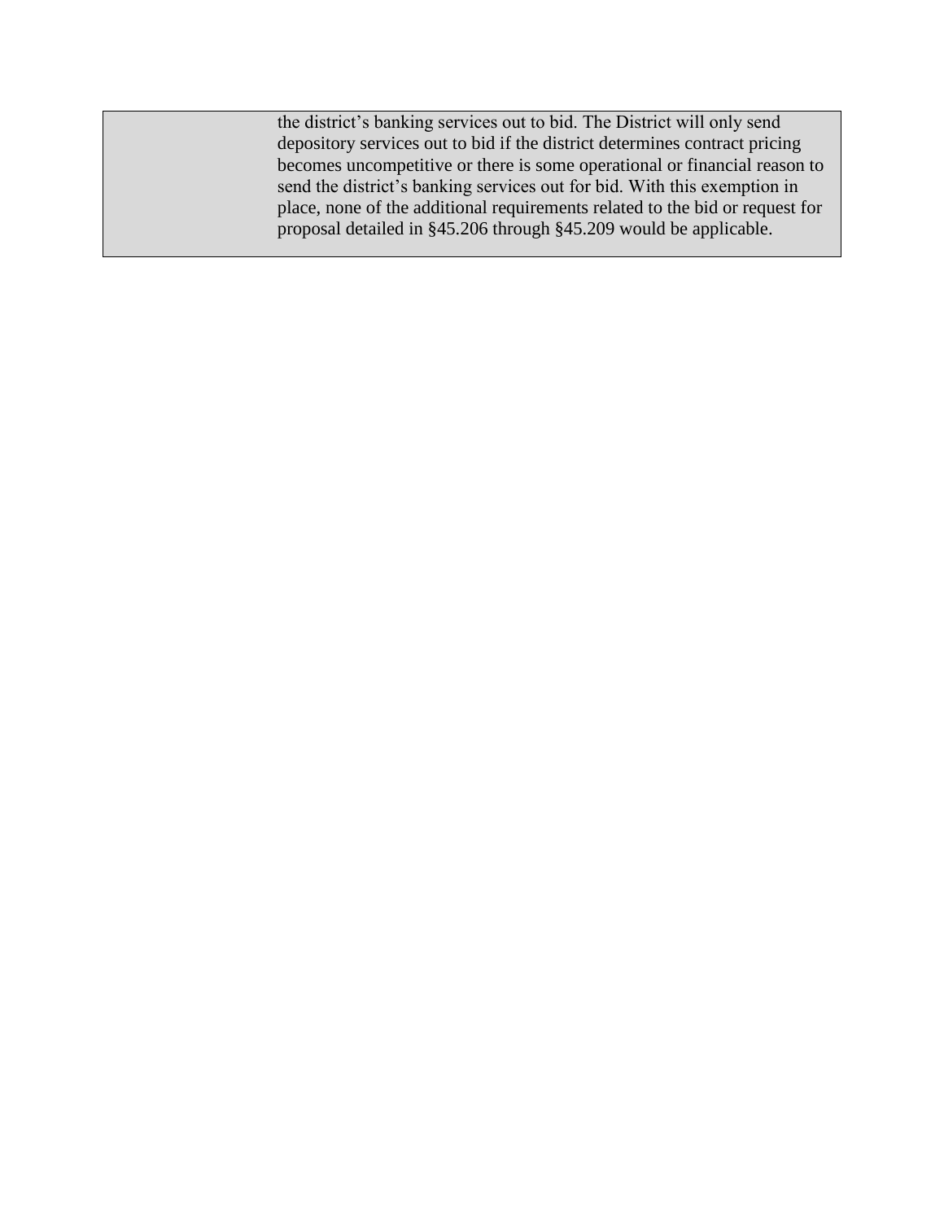| | |
|---|---|
| | the district's banking services out to bid. The District will only send depository services out to bid if the district determines contract pricing becomes uncompetitive or there is some operational or financial reason to send the district's banking services out for bid. With this exemption in place, none of the additional requirements related to the bid or request for proposal detailed in §45.206 through §45.209 would be applicable. |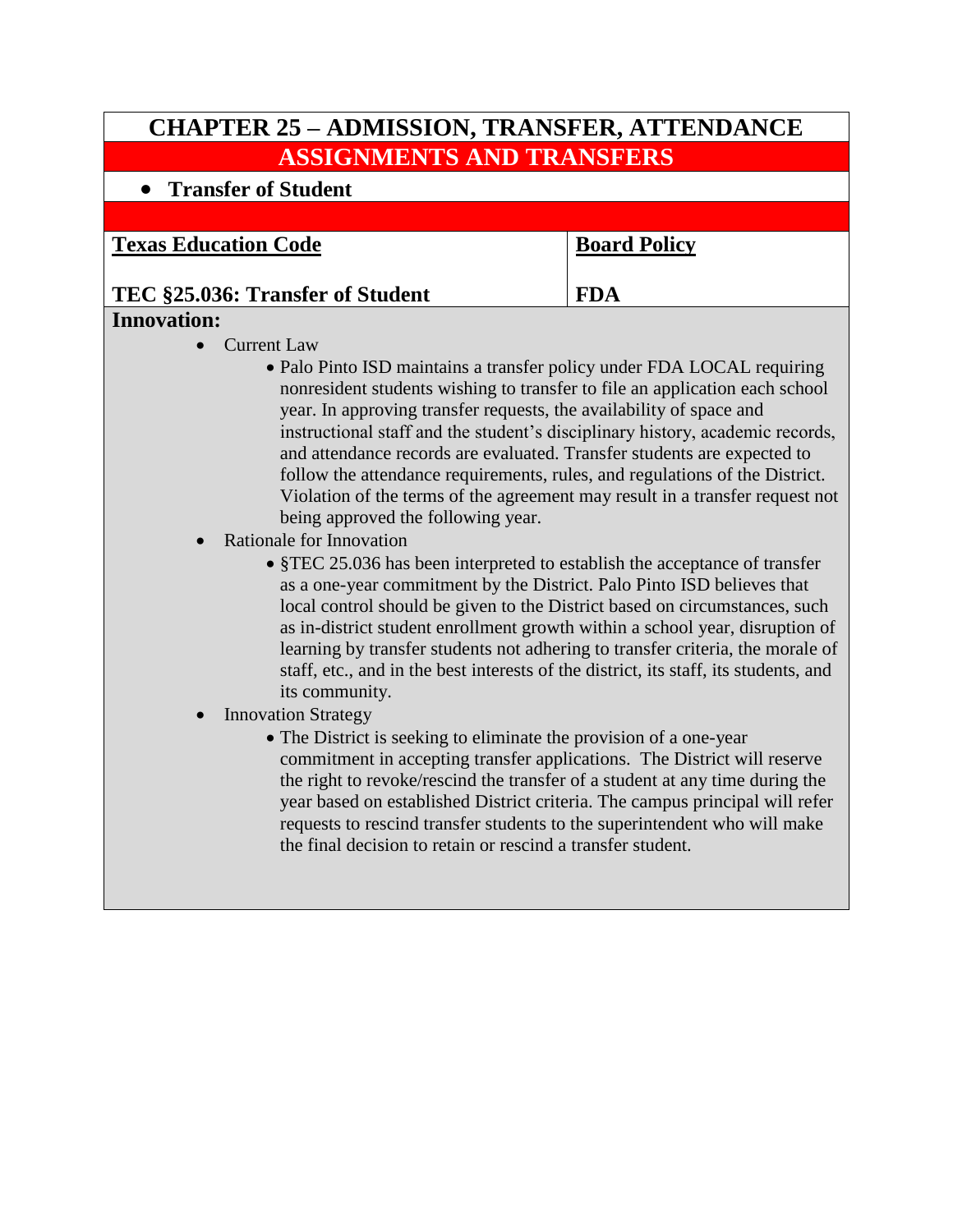# CHAPTER 25 – ADMISSION, TRANSFER, ATTENDANCE

## ASSIGNMENTS AND TRANSFERS

- **Transfer of Student**

| **Texas Education Code** | **Board Policy** |
|---|---|
| **TEC §25.036: Transfer of Student** | **FDA** |

**Innovation:**

- Current Law
  - Palo Pinto ISD maintains a transfer policy under FDA LOCAL requiring nonresident students wishing to transfer to file an application each school year. In approving transfer requests, the availability of space and instructional staff and the student's disciplinary history, academic records, and attendance records are evaluated. Transfer students are expected to follow the attendance requirements, rules, and regulations of the District. Violation of the terms of the agreement may result in a transfer request not being approved the following year.
- Rationale for Innovation
  - §TEC 25.036 has been interpreted to establish the acceptance of transfer as a one-year commitment by the District. Palo Pinto ISD believes that local control should be given to the District based on circumstances, such as in-district student enrollment growth within a school year, disruption of learning by transfer students not adhering to transfer criteria, the morale of staff, etc., and in the best interests of the district, its staff, its students, and its community.
- Innovation Strategy
  - The District is seeking to eliminate the provision of a one-year commitment in accepting transfer applications. The District will reserve the right to revoke/rescind the transfer of a student at any time during the year based on established District criteria. The campus principal will refer requests to rescind transfer students to the superintendent who will make the final decision to retain or rescind a transfer student.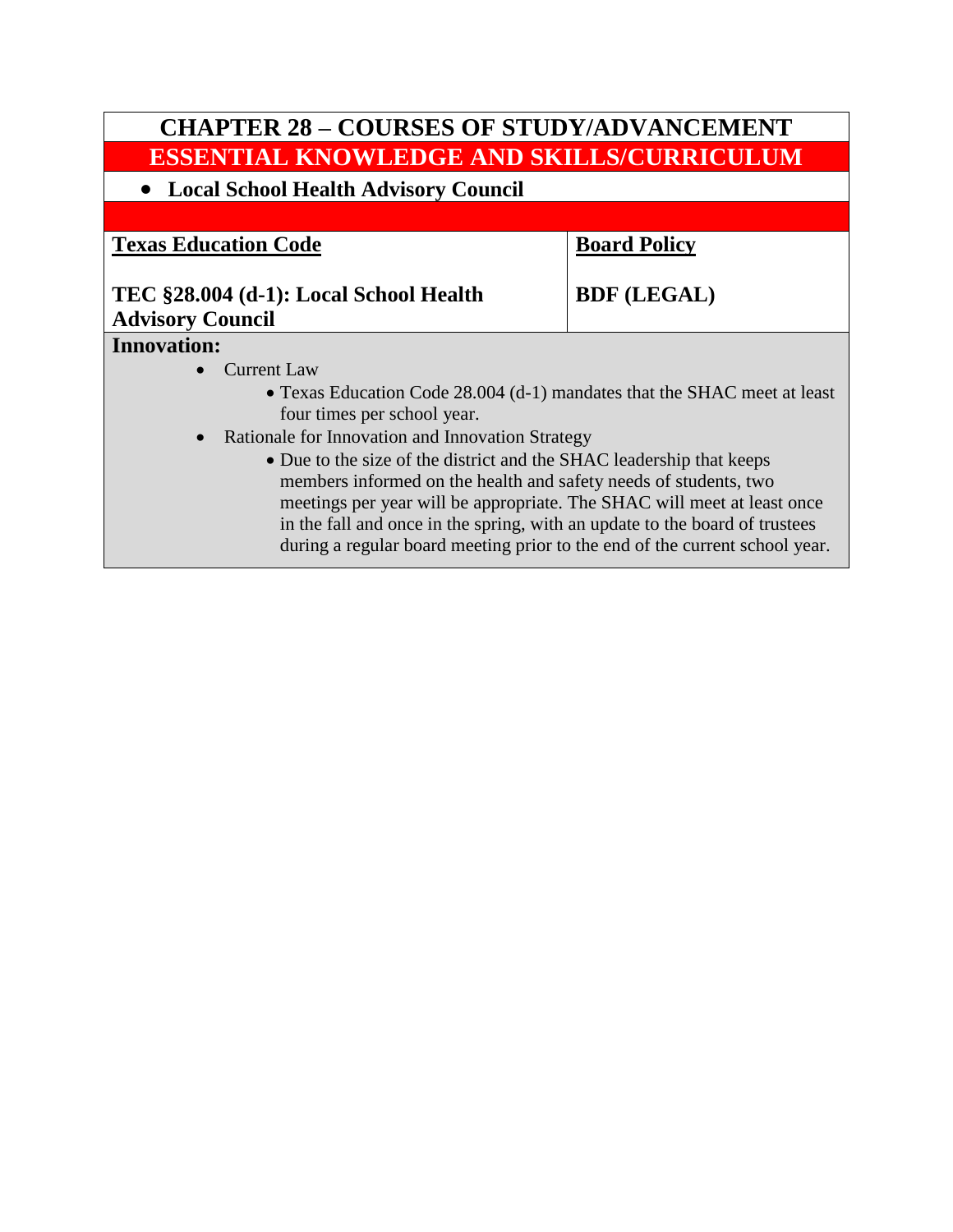## CHAPTER 28 – COURSES OF STUDY/ADVANCEMENT

## ESSENTIAL KNOWLEDGE AND SKILLS/CURRICULUM

- **Local School Health Advisory Council**

| **Texas Education Code** | **Board Policy** |
|---|---|
| **TEC §28.004 (d-1): Local School Health Advisory Council** | **BDF (LEGAL)** |

**Innovation:**

- Current Law
  - Texas Education Code 28.004 (d-1) mandates that the SHAC meet at least four times per school year.
- Rationale for Innovation and Innovation Strategy
  - Due to the size of the district and the SHAC leadership that keeps members informed on the health and safety needs of students, two meetings per year will be appropriate. The SHAC will meet at least once in the fall and once in the spring, with an update to the board of trustees during a regular board meeting prior to the end of the current school year.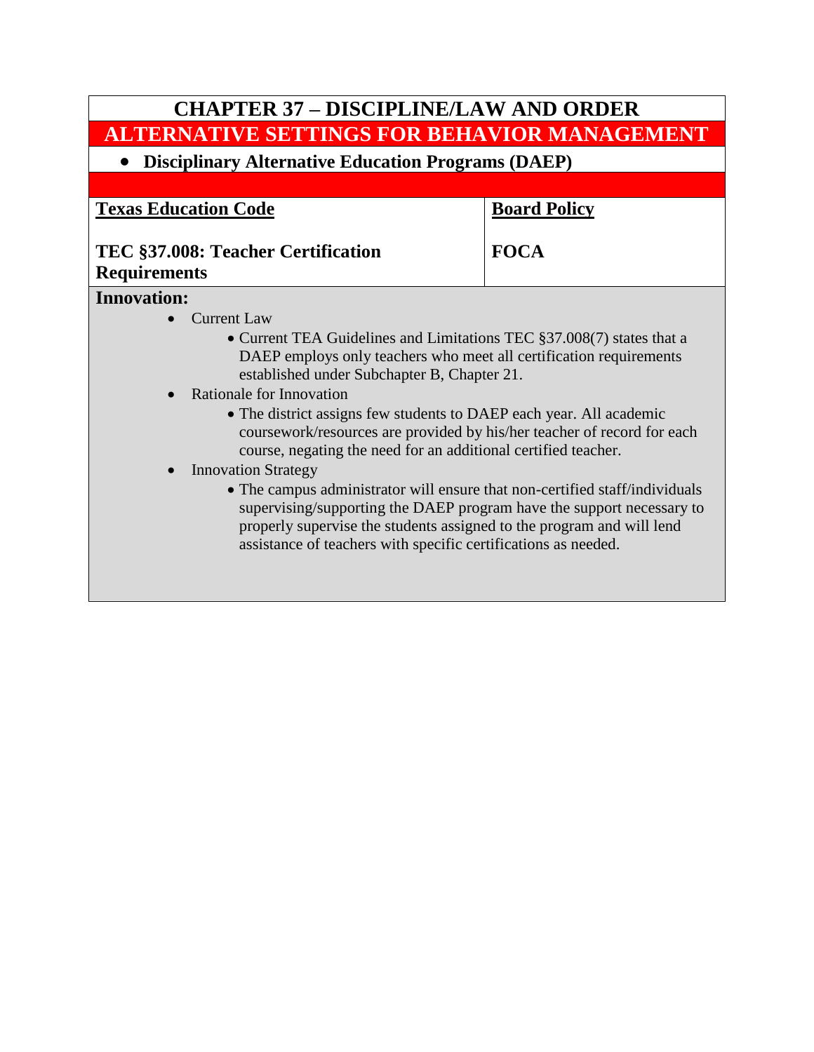# CHAPTER 37 – DISCIPLINE/LAW AND ORDER

## ALTERNATIVE SETTINGS FOR BEHAVIOR MANAGEMENT

- **Disciplinary Alternative Education Programs (DAEP)**

| **Texas Education Code** | **Board Policy** |
|---|---|
| **TEC §37.008: Teacher Certification Requirements** | **FOCA** |

**Innovation:**

- Current Law
  - Current TEA Guidelines and Limitations TEC §37.008(7) states that a DAEP employs only teachers who meet all certification requirements established under Subchapter B, Chapter 21.
- Rationale for Innovation
  - The district assigns few students to DAEP each year. All academic coursework/resources are provided by his/her teacher of record for each course, negating the need for an additional certified teacher.
- Innovation Strategy
  - The campus administrator will ensure that non-certified staff/individuals supervising/supporting the DAEP program have the support necessary to properly supervise the students assigned to the program and will lend assistance of teachers with specific certifications as needed.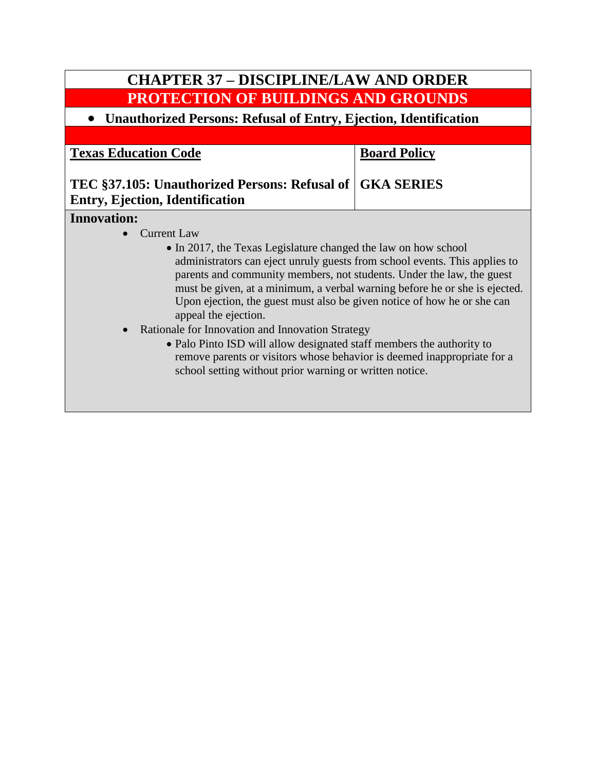# CHAPTER 37 – DISCIPLINE/LAW AND ORDER

## PROTECTION OF BUILDINGS AND GROUNDS

- **Unauthorized Persons: Refusal of Entry, Ejection, Identification**

| Texas Education Code | Board Policy |
| --- | --- |
| **TEC §37.105: Unauthorized Persons: Refusal of Entry, Ejection, Identification** | **GKA SERIES** |

**Innovation:**

- Current Law
  - In 2017, the Texas Legislature changed the law on how school administrators can eject unruly guests from school events. This applies to parents and community members, not students. Under the law, the guest must be given, at a minimum, a verbal warning before he or she is ejected. Upon ejection, the guest must also be given notice of how he or she can appeal the ejection.
- Rationale for Innovation and Innovation Strategy
  - Palo Pinto ISD will allow designated staff members the authority to remove parents or visitors whose behavior is deemed inappropriate for a school setting without prior warning or written notice.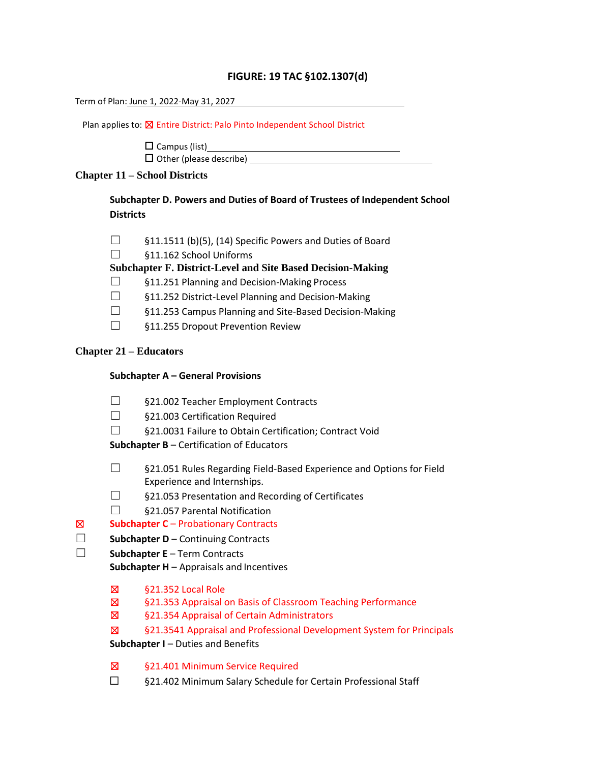**FIGURE: 19 TAC §102.1307(d)**

Term of Plan: June 1, 2022-May 31, 2027

Plan applies to: ☒ Entire District: Palo Pinto Independent School District

☐ Campus (list)

☐ Other (please describe)

## Chapter 11 – School Districts

### Subchapter D. Powers and Duties of Board of Trustees of Independent School Districts

☐ §11.1511 (b)(5), (14) Specific Powers and Duties of Board

☐ §11.162 School Uniforms

### Subchapter F. District-Level and Site Based Decision-Making

☐ §11.251 Planning and Decision-Making Process

☐ §11.252 District-Level Planning and Decision-Making

☐ §11.253 Campus Planning and Site-Based Decision-Making

☐ §11.255 Dropout Prevention Review

## Chapter 21 – Educators

### Subchapter A – General Provisions

☐ §21.002 Teacher Employment Contracts

☐ §21.003 Certification Required

☐ §21.0031 Failure to Obtain Certification; Contract Void

**Subchapter B** – Certification of Educators

☐ §21.051 Rules Regarding Field-Based Experience and Options for Field Experience and Internships.

☐ §21.053 Presentation and Recording of Certificates

☐ §21.057 Parental Notification

☒ **Subchapter C** – Probationary Contracts

☐ **Subchapter D** – Continuing Contracts

☐ **Subchapter E** – Term Contracts

**Subchapter H** – Appraisals and Incentives

☒ §21.352 Local Role

☒ §21.353 Appraisal on Basis of Classroom Teaching Performance

☒ §21.354 Appraisal of Certain Administrators

☒ §21.3541 Appraisal and Professional Development System for Principals

**Subchapter I** – Duties and Benefits

☒ §21.401 Minimum Service Required

☐ §21.402 Minimum Salary Schedule for Certain Professional Staff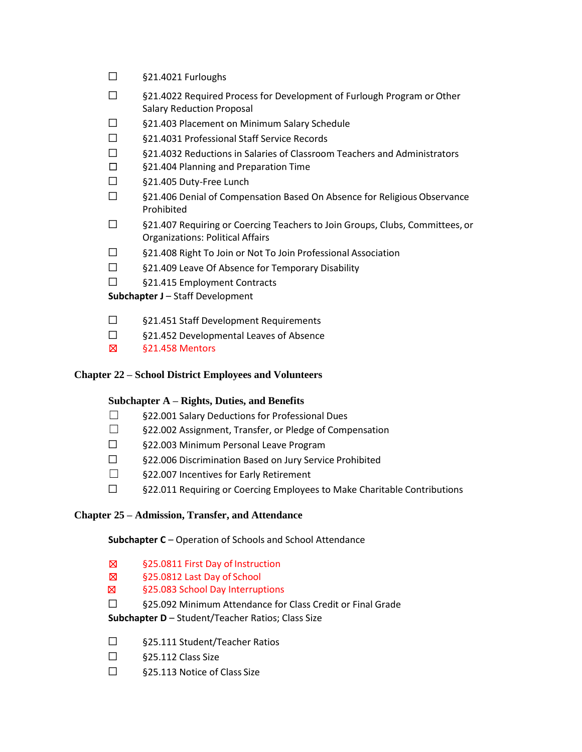- ☐ §21.4021 Furloughs
- ☐ §21.4022 Required Process for Development of Furlough Program or Other Salary Reduction Proposal
- ☐ §21.403 Placement on Minimum Salary Schedule
- ☐ §21.4031 Professional Staff Service Records
- ☐ §21.4032 Reductions in Salaries of Classroom Teachers and Administrators
- ☐ §21.404 Planning and Preparation Time
- ☐ §21.405 Duty-Free Lunch
- ☐ §21.406 Denial of Compensation Based On Absence for Religious Observance Prohibited
- ☐ §21.407 Requiring or Coercing Teachers to Join Groups, Clubs, Committees, or Organizations: Political Affairs
- ☐ §21.408 Right To Join or Not To Join Professional Association
- ☐ §21.409 Leave Of Absence for Temporary Disability
- ☐ §21.415 Employment Contracts

**Subchapter J** – Staff Development

- ☐ §21.451 Staff Development Requirements
- ☐ §21.452 Developmental Leaves of Absence
- ☒ §21.458 Mentors

## Chapter 22 – School District Employees and Volunteers

### Subchapter A – Rights, Duties, and Benefits

- ☐ §22.001 Salary Deductions for Professional Dues
- ☐ §22.002 Assignment, Transfer, or Pledge of Compensation
- ☐ §22.003 Minimum Personal Leave Program
- ☐ §22.006 Discrimination Based on Jury Service Prohibited
- ☐ §22.007 Incentives for Early Retirement
- ☐ §22.011 Requiring or Coercing Employees to Make Charitable Contributions

## Chapter 25 – Admission, Transfer, and Attendance

**Subchapter C** – Operation of Schools and School Attendance

- ☒ §25.0811 First Day of Instruction
- ☒ §25.0812 Last Day of School
- ☒ §25.083 School Day Interruptions
- ☐ §25.092 Minimum Attendance for Class Credit or Final Grade

**Subchapter D** – Student/Teacher Ratios; Class Size

- ☐ §25.111 Student/Teacher Ratios
- ☐ §25.112 Class Size
- ☐ §25.113 Notice of Class Size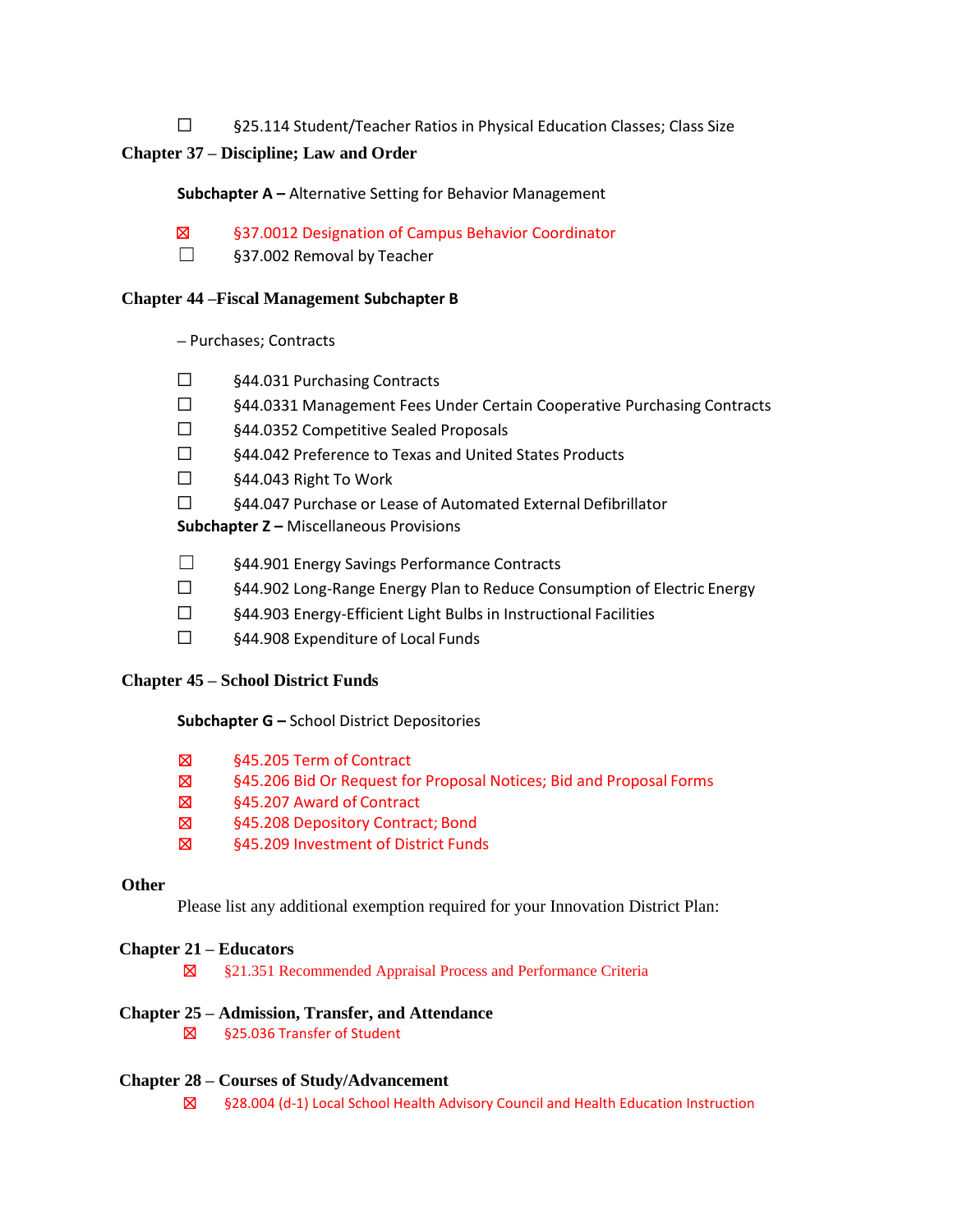☐ §25.114 Student/Teacher Ratios in Physical Education Classes; Class Size

## Chapter 37 – Discipline; Law and Order

**Subchapter A –** Alternative Setting for Behavior Management

☒ §37.0012 Designation of Campus Behavior Coordinator
☐ §37.002 Removal by Teacher

## Chapter 44 –Fiscal Management Subchapter B

– Purchases; Contracts

☐ §44.031 Purchasing Contracts
☐ §44.0331 Management Fees Under Certain Cooperative Purchasing Contracts
☐ §44.0352 Competitive Sealed Proposals
☐ §44.042 Preference to Texas and United States Products
☐ §44.043 Right To Work
☐ §44.047 Purchase or Lease of Automated External Defibrillator

**Subchapter Z –** Miscellaneous Provisions

☐ §44.901 Energy Savings Performance Contracts
☐ §44.902 Long-Range Energy Plan to Reduce Consumption of Electric Energy
☐ §44.903 Energy-Efficient Light Bulbs in Instructional Facilities
☐ §44.908 Expenditure of Local Funds

## Chapter 45 – School District Funds

**Subchapter G –** School District Depositories

☒ §45.205 Term of Contract
☒ §45.206 Bid Or Request for Proposal Notices; Bid and Proposal Forms
☒ §45.207 Award of Contract
☒ §45.208 Depository Contract; Bond
☒ §45.209 Investment of District Funds

## Other

Please list any additional exemption required for your Innovation District Plan:

## Chapter 21 – Educators

☒ §21.351 Recommended Appraisal Process and Performance Criteria

## Chapter 25 – Admission, Transfer, and Attendance

☒ §25.036 Transfer of Student

## Chapter 28 – Courses of Study/Advancement

☒ §28.004 (d-1) Local School Health Advisory Council and Health Education Instruction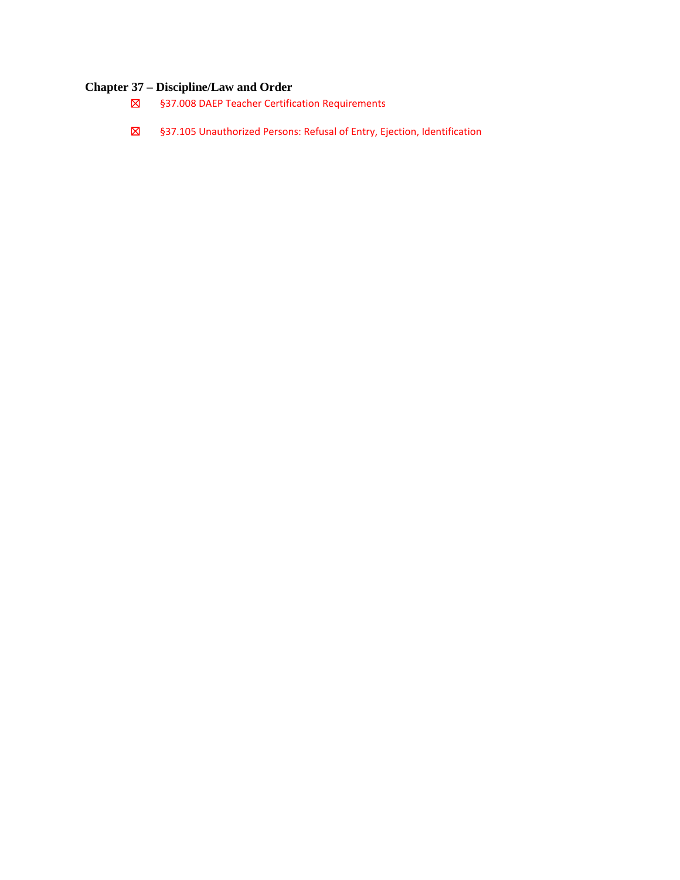**Chapter 37 – Discipline/Law and Order**

- ☒ §37.008 DAEP Teacher Certification Requirements
- ☒ §37.105 Unauthorized Persons: Refusal of Entry, Ejection, Identification